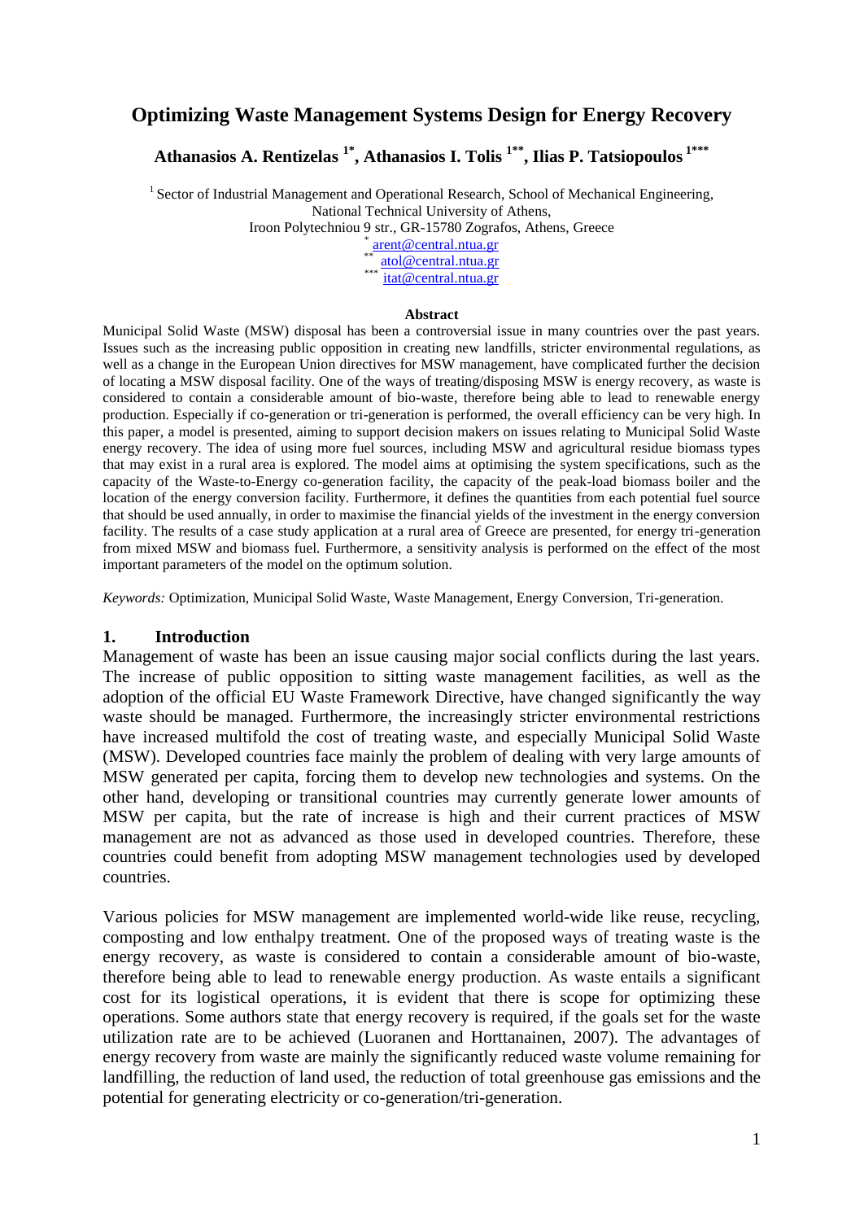# Optimizing Waste Management Systems Design for Energy Recovery

**Athanasios A. Rentizelas [1*], Athanasios I. Tolis [1**], Ilias P. Tatsiopoulos [1***]**

[1] Sector of Industrial Management and Operational Research, School of Mechanical Engineering, National Technical University of Athens, Iroon Polytechniou 9 str., GR-15780 Zografos, Athens, Greece

[*] arent@central.ntua.gr
[**] atol@central.ntua.gr
[***] itat@central.ntua.gr

**Abstract**

Municipal Solid Waste (MSW) disposal has been a controversial issue in many countries over the past years. Issues such as the increasing public opposition in creating new landfills, stricter environmental regulations, as well as a change in the European Union directives for MSW management, have complicated further the decision of locating a MSW disposal facility. One of the ways of treating/disposing MSW is energy recovery, as waste is considered to contain a considerable amount of bio-waste, therefore being able to lead to renewable energy production. Especially if co-generation or tri-generation is performed, the overall efficiency can be very high. In this paper, a model is presented, aiming to support decision makers on issues relating to Municipal Solid Waste energy recovery. The idea of using more fuel sources, including MSW and agricultural residue biomass types that may exist in a rural area is explored. The model aims at optimising the system specifications, such as the capacity of the Waste-to-Energy co-generation facility, the capacity of the peak-load biomass boiler and the location of the energy conversion facility. Furthermore, it defines the quantities from each potential fuel source that should be used annually, in order to maximise the financial yields of the investment in the energy conversion facility. The results of a case study application at a rural area of Greece are presented, for energy tri-generation from mixed MSW and biomass fuel. Furthermore, a sensitivity analysis is performed on the effect of the most important parameters of the model on the optimum solution.

*Keywords:* Optimization, Municipal Solid Waste, Waste Management, Energy Conversion, Tri-generation.

## 1. Introduction

Management of waste has been an issue causing major social conflicts during the last years. The increase of public opposition to sitting waste management facilities, as well as the adoption of the official EU Waste Framework Directive, have changed significantly the way waste should be managed. Furthermore, the increasingly stricter environmental restrictions have increased multifold the cost of treating waste, and especially Municipal Solid Waste (MSW). Developed countries face mainly the problem of dealing with very large amounts of MSW generated per capita, forcing them to develop new technologies and systems. On the other hand, developing or transitional countries may currently generate lower amounts of MSW per capita, but the rate of increase is high and their current practices of MSW management are not as advanced as those used in developed countries. Therefore, these countries could benefit from adopting MSW management technologies used by developed countries.

Various policies for MSW management are implemented world-wide like reuse, recycling, composting and low enthalpy treatment. One of the proposed ways of treating waste is the energy recovery, as waste is considered to contain a considerable amount of bio-waste, therefore being able to lead to renewable energy production. As waste entails a significant cost for its logistical operations, it is evident that there is scope for optimizing these operations. Some authors state that energy recovery is required, if the goals set for the waste utilization rate are to be achieved (Luoranen and Horttanainen, 2007). The advantages of energy recovery from waste are mainly the significantly reduced waste volume remaining for landfilling, the reduction of land used, the reduction of total greenhouse gas emissions and the potential for generating electricity or co-generation/tri-generation.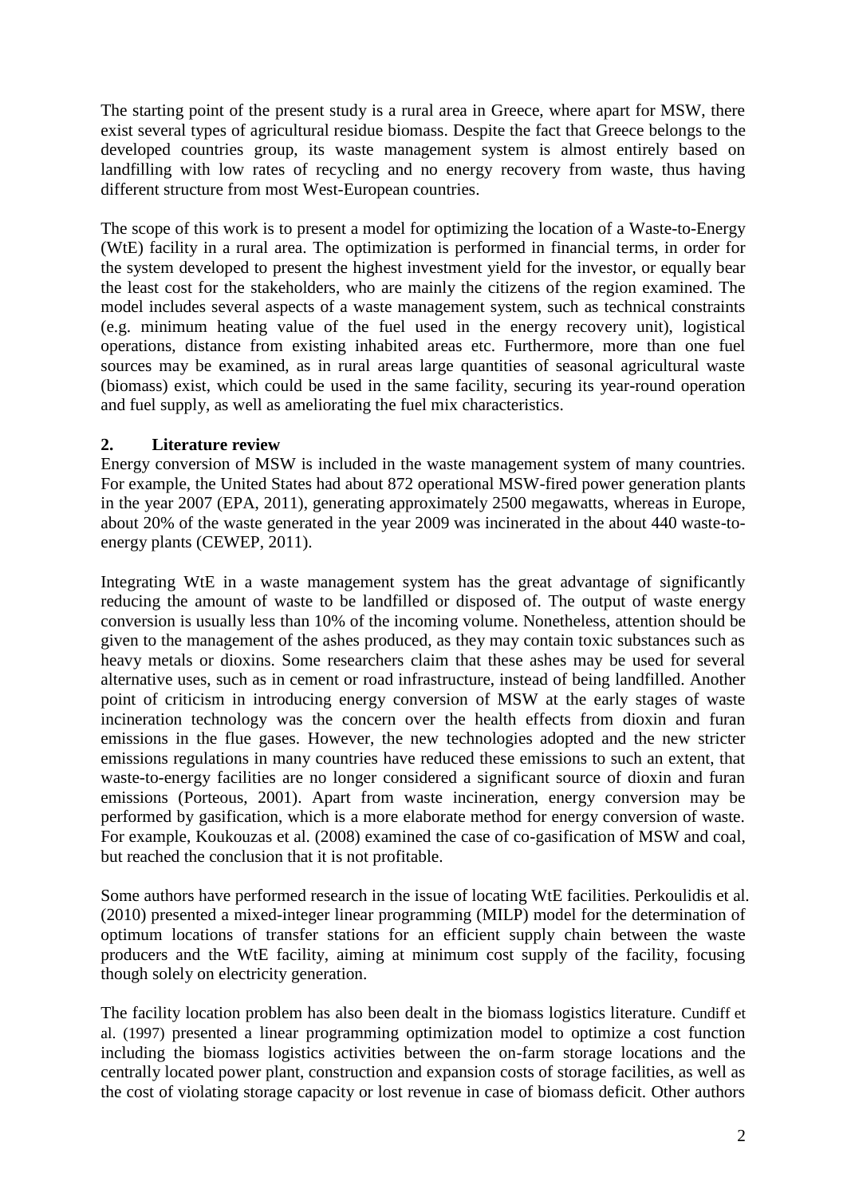The starting point of the present study is a rural area in Greece, where apart for MSW, there exist several types of agricultural residue biomass. Despite the fact that Greece belongs to the developed countries group, its waste management system is almost entirely based on landfilling with low rates of recycling and no energy recovery from waste, thus having different structure from most West-European countries.

The scope of this work is to present a model for optimizing the location of a Waste-to-Energy (WtE) facility in a rural area. The optimization is performed in financial terms, in order for the system developed to present the highest investment yield for the investor, or equally bear the least cost for the stakeholders, who are mainly the citizens of the region examined. The model includes several aspects of a waste management system, such as technical constraints (e.g. minimum heating value of the fuel used in the energy recovery unit), logistical operations, distance from existing inhabited areas etc. Furthermore, more than one fuel sources may be examined, as in rural areas large quantities of seasonal agricultural waste (biomass) exist, which could be used in the same facility, securing its year-round operation and fuel supply, as well as ameliorating the fuel mix characteristics.

## 2. Literature review

Energy conversion of MSW is included in the waste management system of many countries. For example, the United States had about 872 operational MSW-fired power generation plants in the year 2007 (EPA, 2011), generating approximately 2500 megawatts, whereas in Europe, about 20% of the waste generated in the year 2009 was incinerated in the about 440 waste-to-energy plants (CEWEP, 2011).

Integrating WtE in a waste management system has the great advantage of significantly reducing the amount of waste to be landfilled or disposed of. The output of waste energy conversion is usually less than 10% of the incoming volume. Nonetheless, attention should be given to the management of the ashes produced, as they may contain toxic substances such as heavy metals or dioxins. Some researchers claim that these ashes may be used for several alternative uses, such as in cement or road infrastructure, instead of being landfilled. Another point of criticism in introducing energy conversion of MSW at the early stages of waste incineration technology was the concern over the health effects from dioxin and furan emissions in the flue gases. However, the new technologies adopted and the new stricter emissions regulations in many countries have reduced these emissions to such an extent, that waste-to-energy facilities are no longer considered a significant source of dioxin and furan emissions (Porteous, 2001). Apart from waste incineration, energy conversion may be performed by gasification, which is a more elaborate method for energy conversion of waste. For example, Koukouzas et al. (2008) examined the case of co-gasification of MSW and coal, but reached the conclusion that it is not profitable.

Some authors have performed research in the issue of locating WtE facilities. Perkoulidis et al. (2010) presented a mixed-integer linear programming (MILP) model for the determination of optimum locations of transfer stations for an efficient supply chain between the waste producers and the WtE facility, aiming at minimum cost supply of the facility, focusing though solely on electricity generation.

The facility location problem has also been dealt in the biomass logistics literature. Cundiff et al. (1997) presented a linear programming optimization model to optimize a cost function including the biomass logistics activities between the on-farm storage locations and the centrally located power plant, construction and expansion costs of storage facilities, as well as the cost of violating storage capacity or lost revenue in case of biomass deficit. Other authors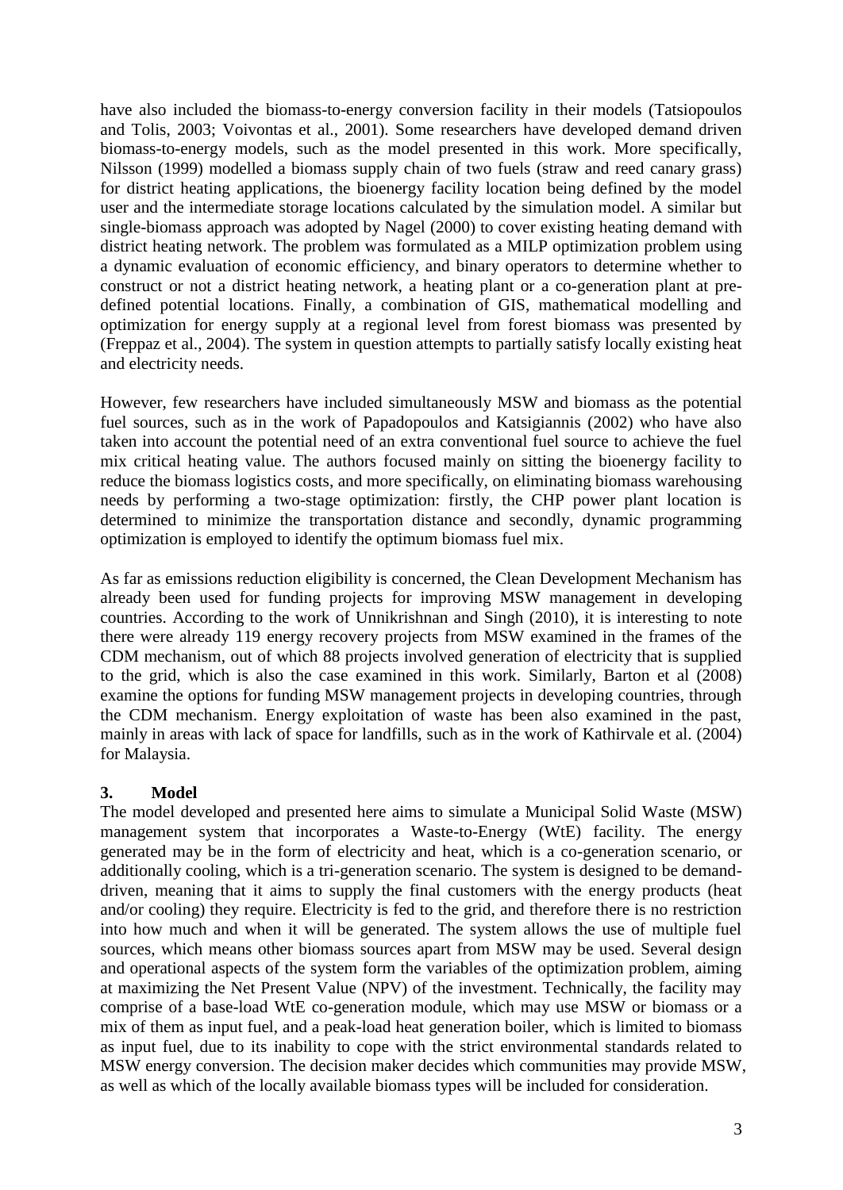have also included the biomass-to-energy conversion facility in their models (Tatsiopoulos and Tolis, 2003; Voivontas et al., 2001). Some researchers have developed demand driven biomass-to-energy models, such as the model presented in this work. More specifically, Nilsson (1999) modelled a biomass supply chain of two fuels (straw and reed canary grass) for district heating applications, the bioenergy facility location being defined by the model user and the intermediate storage locations calculated by the simulation model. A similar but single-biomass approach was adopted by Nagel (2000) to cover existing heating demand with district heating network. The problem was formulated as a MILP optimization problem using a dynamic evaluation of economic efficiency, and binary operators to determine whether to construct or not a district heating network, a heating plant or a co-generation plant at pre-defined potential locations. Finally, a combination of GIS, mathematical modelling and optimization for energy supply at a regional level from forest biomass was presented by (Freppaz et al., 2004). The system in question attempts to partially satisfy locally existing heat and electricity needs.

However, few researchers have included simultaneously MSW and biomass as the potential fuel sources, such as in the work of Papadopoulos and Katsigiannis (2002) who have also taken into account the potential need of an extra conventional fuel source to achieve the fuel mix critical heating value. The authors focused mainly on sitting the bioenergy facility to reduce the biomass logistics costs, and more specifically, on eliminating biomass warehousing needs by performing a two-stage optimization: firstly, the CHP power plant location is determined to minimize the transportation distance and secondly, dynamic programming optimization is employed to identify the optimum biomass fuel mix.

As far as emissions reduction eligibility is concerned, the Clean Development Mechanism has already been used for funding projects for improving MSW management in developing countries. According to the work of Unnikrishnan and Singh (2010), it is interesting to note there were already 119 energy recovery projects from MSW examined in the frames of the CDM mechanism, out of which 88 projects involved generation of electricity that is supplied to the grid, which is also the case examined in this work. Similarly, Barton et al (2008) examine the options for funding MSW management projects in developing countries, through the CDM mechanism. Energy exploitation of waste has been also examined in the past, mainly in areas with lack of space for landfills, such as in the work of Kathirvale et al. (2004) for Malaysia.

## 3. Model

The model developed and presented here aims to simulate a Municipal Solid Waste (MSW) management system that incorporates a Waste-to-Energy (WtE) facility. The energy generated may be in the form of electricity and heat, which is a co-generation scenario, or additionally cooling, which is a tri-generation scenario. The system is designed to be demand-driven, meaning that it aims to supply the final customers with the energy products (heat and/or cooling) they require. Electricity is fed to the grid, and therefore there is no restriction into how much and when it will be generated. The system allows the use of multiple fuel sources, which means other biomass sources apart from MSW may be used. Several design and operational aspects of the system form the variables of the optimization problem, aiming at maximizing the Net Present Value (NPV) of the investment. Technically, the facility may comprise of a base-load WtE co-generation module, which may use MSW or biomass or a mix of them as input fuel, and a peak-load heat generation boiler, which is limited to biomass as input fuel, due to its inability to cope with the strict environmental standards related to MSW energy conversion. The decision maker decides which communities may provide MSW, as well as which of the locally available biomass types will be included for consideration.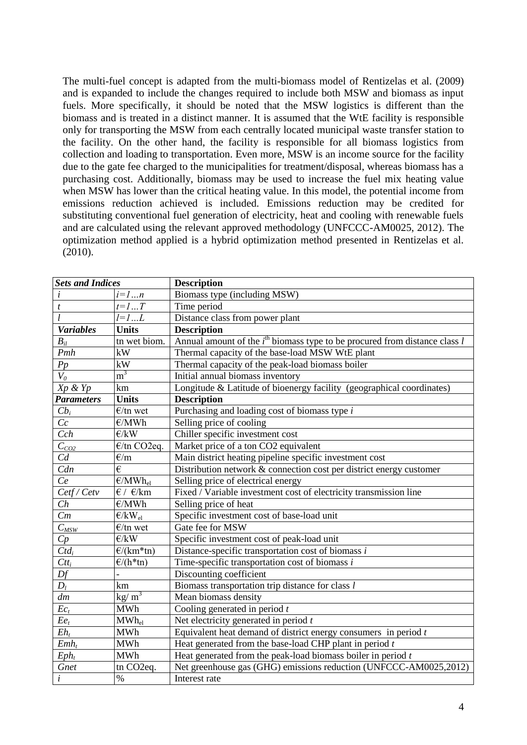The multi-fuel concept is adapted from the multi-biomass model of Rentizelas et al. (2009) and is expanded to include the changes required to include both MSW and biomass as input fuels. More specifically, it should be noted that the MSW logistics is different than the biomass and is treated in a distinct manner. It is assumed that the WtE facility is responsible only for transporting the MSW from each centrally located municipal waste transfer station to the facility. On the other hand, the facility is responsible for all biomass logistics from collection and loading to transportation. Even more, MSW is an income source for the facility due to the gate fee charged to the municipalities for treatment/disposal, whereas biomass has a purchasing cost. Additionally, biomass may be used to increase the fuel mix heating value when MSW has lower than the critical heating value. In this model, the potential income from emissions reduction achieved is included. Emissions reduction may be credited for substituting conventional fuel generation of electricity, heat and cooling with renewable fuels and are calculated using the relevant approved methodology (UNFCCC-AM0025, 2012). The optimization method applied is a hybrid optimization method presented in Rentizelas et al. (2010).

| ***Sets and Indices*** | | **Description** |
|---|---|---|
| $i$ | $i=1...n$ | Biomass type (including MSW) |
| $t$ | $t=1...T$ | Time period |
| $l$ | $l=1...L$ | Distance class from power plant |
| ***Variables*** | **Units** | **Description** |
| $B_{il}$ | tn wet biom. | Annual amount of the $i^{th}$ biomass type to be procured from distance class $l$ |
| $Pmh$ | kW | Thermal capacity of the base-load MSW WtE plant |
| $Pp$ | kW | Thermal capacity of the peak-load biomass boiler |
| $V_0$ | $m^3$ | Initial annual biomass inventory |
| $Xp$ & $Yp$ | km | Longitude & Latitude of bioenergy facility (geographical coordinates) |
| ***Parameters*** | **Units** | **Description** |
| $Cb_i$ | €/tn wet | Purchasing and loading cost of biomass type $i$ |
| $Cc$ | €/MWh | Selling price of cooling |
| $Cch$ | €/kW | Chiller specific investment cost |
| $C_{CO2}$ | €/tn CO2eq. | Market price of a ton CO2 equivalent |
| $Cd$ | €/m | Main district heating pipeline specific investment cost |
| $Cdn$ | € | Distribution network & connection cost per district energy customer |
| $Ce$ | €/$MWh_{el}$ | Selling price of electrical energy |
| $Cetf$ / $Cetv$ | € / €/km | Fixed / Variable investment cost of electricity transmission line |
| $Ch$ | €/MWh | Selling price of heat |
| $Cm$ | €/$kW_{el}$ | Specific investment cost of base-load unit |
| $C_{MSW}$ | €/tn wet | Gate fee for MSW |
| $Cp$ | €/kW | Specific investment cost of peak-load unit |
| $Ctd_i$ | €/(km*tn) | Distance-specific transportation cost of biomass $i$ |
| $Ctt_i$ | €/(h*tn) | Time-specific transportation cost of biomass $i$ |
| $Df$ | - | Discounting coefficient |
| $D_l$ | km | Biomass transportation trip distance for class $l$ |
| $dm$ | kg/ $m^3$ | Mean biomass density |
| $Ec_t$ | MWh | Cooling generated in period $t$ |
| $Ee_t$ | $MWh_{el}$ | Net electricity generated in period $t$ |
| $Eh_t$ | MWh | Equivalent heat demand of district energy consumers in period $t$ |
| $Emh_t$ | MWh | Heat generated from the base-load CHP plant in period $t$ |
| $Eph_t$ | MWh | Heat generated from the peak-load biomass boiler in period $t$ |
| $Gnet$ | tn CO2eq. | Net greenhouse gas (GHG) emissions reduction (UNFCCC-AM0025,2012) |
| $i$ | % | Interest rate |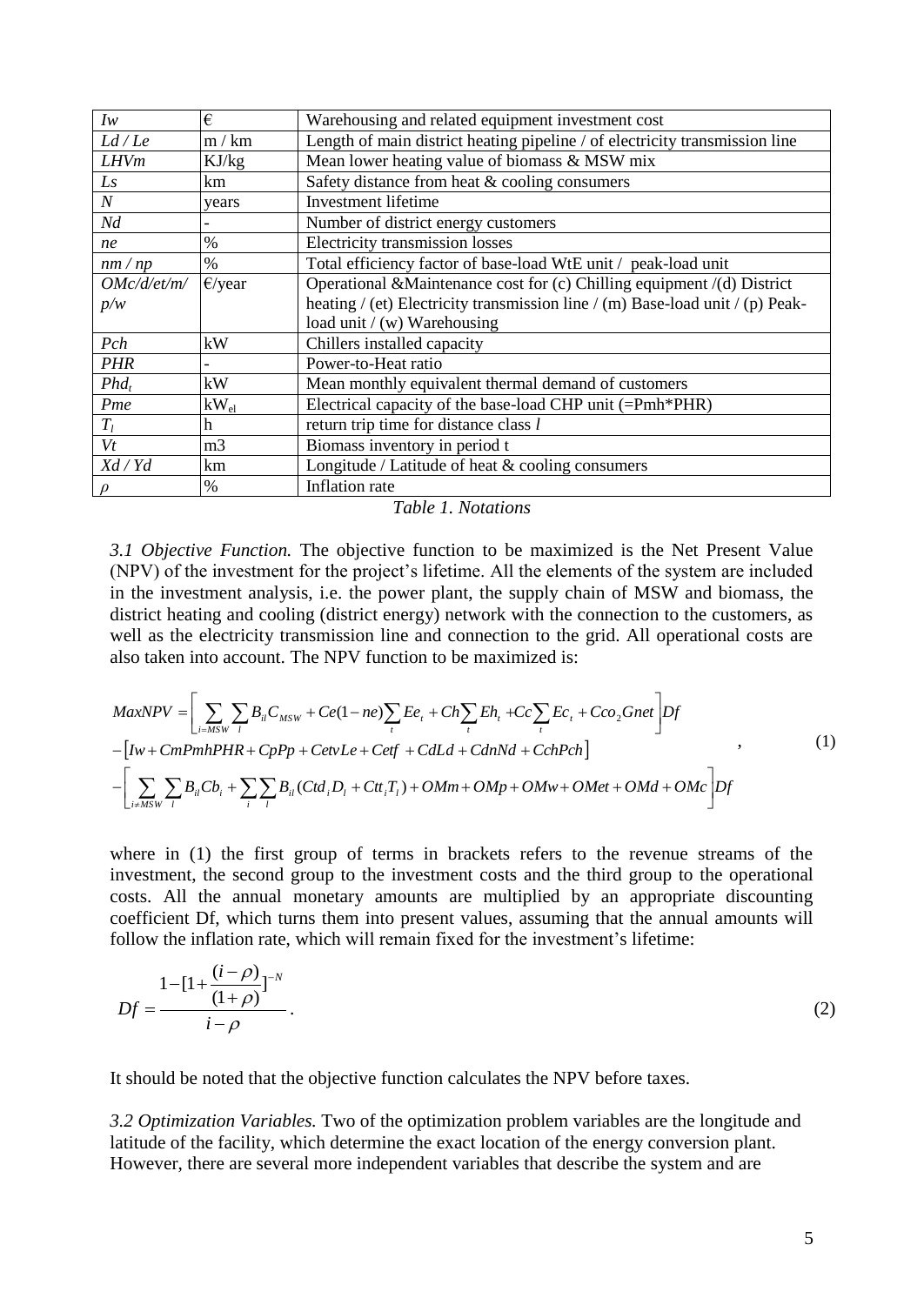| | | |
|---|---|---|
| *Iw* | € | Warehousing and related equipment investment cost |
| *Ld / Le* | m / km | Length of main district heating pipeline / of electricity transmission line |
| *LHVm* | KJ/kg | Mean lower heating value of biomass & MSW mix |
| *Ls* | km | Safety distance from heat & cooling consumers |
| *N* | years | Investment lifetime |
| *Nd* | - | Number of district energy customers |
| *ne* | % | Electricity transmission losses |
| *nm / np* | % | Total efficiency factor of base-load WtE unit / peak-load unit |
| *OMc/d/et/m/ p/w* | €/year | Operational &Maintenance cost for (c) Chilling equipment /(d) District heating / (et) Electricity transmission line / (m) Base-load unit / (p) Peak-load unit / (w) Warehousing |
| *Pch* | kW | Chillers installed capacity |
| *PHR* | - | Power-to-Heat ratio |
| $Phd_t$ | kW | Mean monthly equivalent thermal demand of customers |
| *Pme* | $kW_{el}$ | Electrical capacity of the base-load CHP unit (=Pmh*PHR) |
| $T_l$ | h | return trip time for distance class *l* |
| *Vt* | m3 | Biomass inventory in period t |
| *Xd / Yd* | km | Longitude / Latitude of heat & cooling consumers |
| $\rho$ | % | Inflation rate |

*Table 1. Notations*

*3.1 Objective Function.* The objective function to be maximized is the Net Present Value (NPV) of the investment for the project's lifetime. All the elements of the system are included in the investment analysis, i.e. the power plant, the supply chain of MSW and biomass, the district heating and cooling (district energy) network with the connection to the customers, as well as the electricity transmission line and connection to the grid. All operational costs are also taken into account. The NPV function to be maximized is:

$$
\begin{aligned}
MaxNPV =& \left[ \sum_{i=MSW} \sum_{l} B_{il} C_{MSW} + Ce(1-ne)\sum_{t} Ee_t + Ch\sum_{t} Eh_t + Cc\sum_{t} Ec_t + Cco_2 Gnet \right] Df \\
&- \left[ Iw + CmPmhPHR + CpPp + CetvLe + Cetf + CdLd + CdnNd + CchPch \right] \\
&- \left[ \sum_{i \neq MSW} \sum_{l} B_{il} Cb_i + \sum_{i} \sum_{l} B_{il} (Ctd_i D_l + Ctt_i T_l) + OMm + OMp + OMw + OMet + OMd + OMc \right] Df
\end{aligned}
\quad , \quad (1)
$$

where in (1) the first group of terms in brackets refers to the revenue streams of the investment, the second group to the investment costs and the third group to the operational costs. All the annual monetary amounts are multiplied by an appropriate discounting coefficient Df, which turns them into present values, assuming that the annual amounts will follow the inflation rate, which will remain fixed for the investment's lifetime:

$$
Df = \frac{1 - [1 + \frac{(i-\rho)}{(1+\rho)}]^{-N}}{i - \rho} . \quad (2)
$$

It should be noted that the objective function calculates the NPV before taxes.

*3.2 Optimization Variables.* Two of the optimization problem variables are the longitude and latitude of the facility, which determine the exact location of the energy conversion plant. However, there are several more independent variables that describe the system and are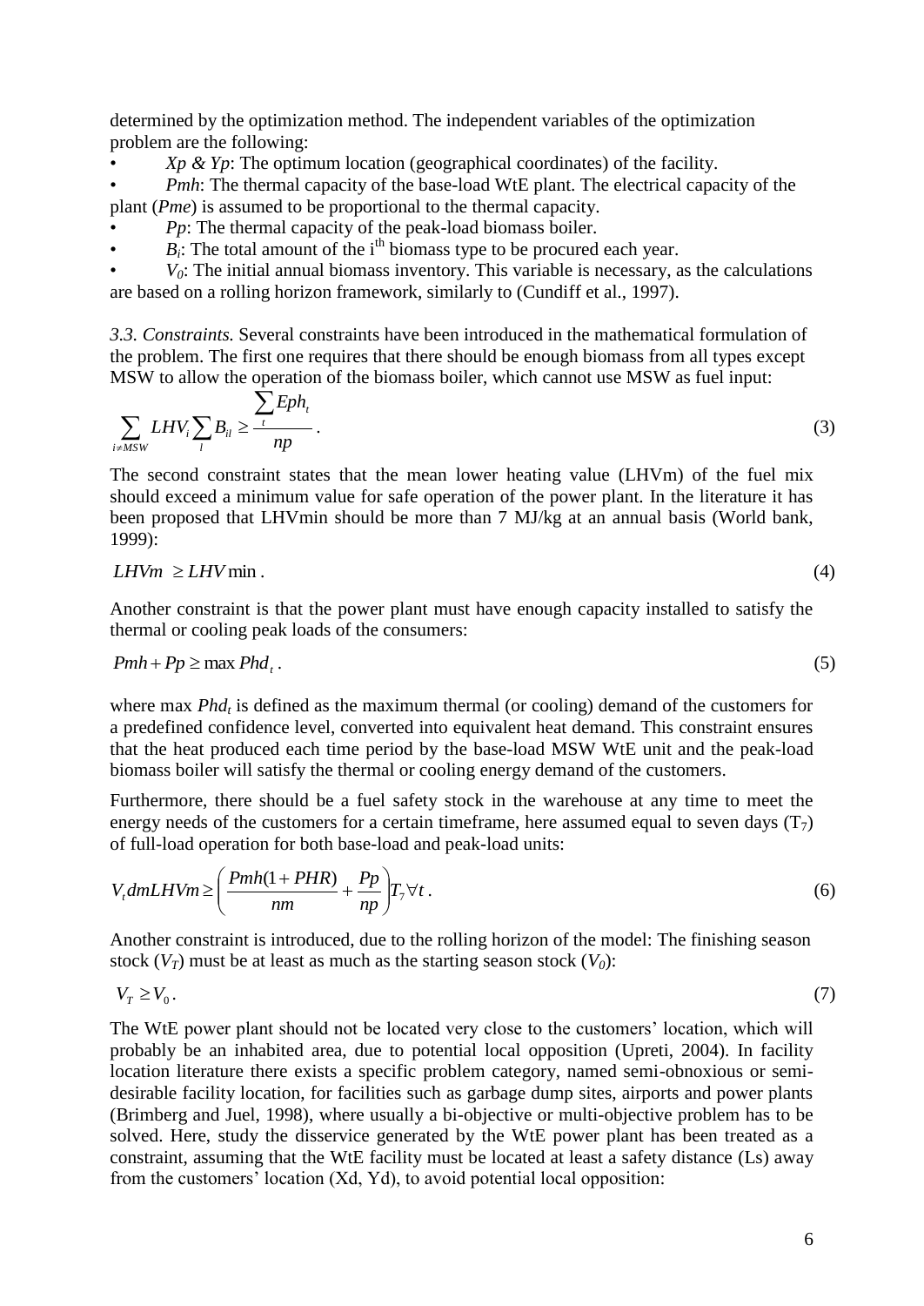determined by the optimization method. The independent variables of the optimization problem are the following:

- *Xp & Yp*: The optimum location (geographical coordinates) of the facility.
- *Pmh*: The thermal capacity of the base-load WtE plant. The electrical capacity of the plant (*Pme*) is assumed to be proportional to the thermal capacity.
- *Pp*: The thermal capacity of the peak-load biomass boiler.
- $B_i$: The total amount of the i$^{th}$ biomass type to be procured each year.
- $V_0$: The initial annual biomass inventory. This variable is necessary, as the calculations are based on a rolling horizon framework, similarly to (Cundiff et al., 1997).

*3.3. Constraints.* Several constraints have been introduced in the mathematical formulation of the problem. The first one requires that there should be enough biomass from all types except MSW to allow the operation of the biomass boiler, which cannot use MSW as fuel input:

$$\sum_{i \neq MSW} LHV_i \sum_{l} B_{il} \geq \frac{\sum_{t} Eph_t}{np} . \tag{3}$$

The second constraint states that the mean lower heating value (LHVm) of the fuel mix should exceed a minimum value for safe operation of the power plant. In the literature it has been proposed that LHVmin should be more than 7 MJ/kg at an annual basis (World bank, 1999):

$$LHVm \geq LHV\min . \tag{4}$$

Another constraint is that the power plant must have enough capacity installed to satisfy the thermal or cooling peak loads of the consumers:

$$Pmh + Pp \geq \max Phd_t . \tag{5}$$

where max $Phd_t$ is defined as the maximum thermal (or cooling) demand of the customers for a predefined confidence level, converted into equivalent heat demand. This constraint ensures that the heat produced each time period by the base-load MSW WtE unit and the peak-load biomass boiler will satisfy the thermal or cooling energy demand of the customers.

Furthermore, there should be a fuel safety stock in the warehouse at any time to meet the energy needs of the customers for a certain timeframe, here assumed equal to seven days ($T_7$) of full-load operation for both base-load and peak-load units:

$$V_t dmLHVm \geq \left( \frac{Pmh(1+PHR)}{nm} + \frac{Pp}{np} \right) T_7 \forall t . \tag{6}$$

Another constraint is introduced, due to the rolling horizon of the model: The finishing season stock ($V_T$) must be at least as much as the starting season stock ($V_0$):

$$V_T \geq V_0 . \tag{7}$$

The WtE power plant should not be located very close to the customers' location, which will probably be an inhabited area, due to potential local opposition (Upreti, 2004). In facility location literature there exists a specific problem category, named semi-obnoxious or semi-desirable facility location, for facilities such as garbage dump sites, airports and power plants (Brimberg and Juel, 1998), where usually a bi-objective or multi-objective problem has to be solved. Here, study the disservice generated by the WtE power plant has been treated as a constraint, assuming that the WtE facility must be located at least a safety distance (Ls) away from the customers' location (Xd, Yd), to avoid potential local opposition: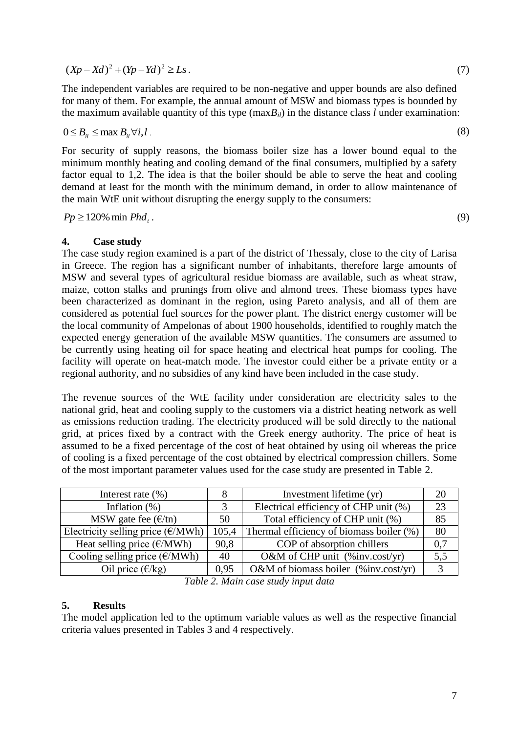$$(Xp - Xd)^2 + (Yp - Yd)^2 \geq Ls. \tag{7}$$

The independent variables are required to be non-negative and upper bounds are also defined for many of them. For example, the annual amount of MSW and biomass types is bounded by the maximum available quantity of this type ($\max B_{il}$) in the distance class $l$ under examination:

$$0 \leq B_{il} \leq \max B_{il} \forall i, l. \tag{8}$$

For security of supply reasons, the biomass boiler size has a lower bound equal to the minimum monthly heating and cooling demand of the final consumers, multiplied by a safety factor equal to 1,2. The idea is that the boiler should be able to serve the heat and cooling demand at least for the month with the minimum demand, in order to allow maintenance of the main WtE unit without disrupting the energy supply to the consumers:

$$Pp \geq 120\% \min Phd_t. \tag{9}$$

## 4. Case study

The case study region examined is a part of the district of Thessaly, close to the city of Larisa in Greece. The region has a significant number of inhabitants, therefore large amounts of MSW and several types of agricultural residue biomass are available, such as wheat straw, maize, cotton stalks and prunings from olive and almond trees. These biomass types have been characterized as dominant in the region, using Pareto analysis, and all of them are considered as potential fuel sources for the power plant. The district energy customer will be the local community of Ampelonas of about 1900 households, identified to roughly match the expected energy generation of the available MSW quantities. The consumers are assumed to be currently using heating oil for space heating and electrical heat pumps for cooling. The facility will operate on heat-match mode. The investor could either be a private entity or a regional authority, and no subsidies of any kind have been included in the case study.

The revenue sources of the WtE facility under consideration are electricity sales to the national grid, heat and cooling supply to the customers via a district heating network as well as emissions reduction trading. The electricity produced will be sold directly to the national grid, at prices fixed by a contract with the Greek energy authority. The price of heat is assumed to be a fixed percentage of the cost of heat obtained by using oil whereas the price of cooling is a fixed percentage of the cost obtained by electrical compression chillers. Some of the most important parameter values used for the case study are presented in Table 2.

| Interest rate (%) | 8 | Investment lifetime (yr) | 20 |
|---|---|---|---|
| Inflation (%) | 3 | Electrical efficiency of CHP unit (%) | 23 |
| MSW gate fee (€/tn) | 50 | Total efficiency of CHP unit (%) | 85 |
| Electricity selling price (€/MWh) | 105,4 | Thermal efficiency of biomass boiler (%) | 80 |
| Heat selling price (€/MWh) | 90,8 | COP of absorption chillers | 0,7 |
| Cooling selling price (€/MWh) | 40 | O&M of CHP unit (%inv.cost/yr) | 5,5 |
| Oil price (€/kg) | 0,95 | O&M of biomass boiler (%inv.cost/yr) | 3 |

*Table 2. Main case study input data*

## 5. Results

The model application led to the optimum variable values as well as the respective financial criteria values presented in Tables 3 and 4 respectively.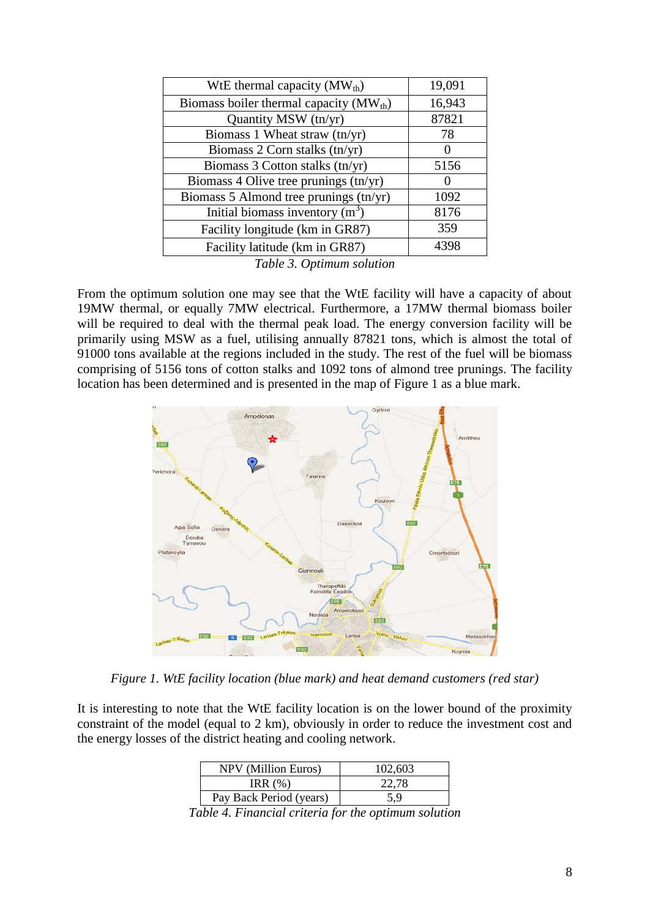| WtE thermal capacity ($MW_{th}$) | 19,091 |
|---|---|
| Biomass boiler thermal capacity ($MW_{th}$) | 16,943 |
| Quantity MSW (tn/yr) | 87821 |
| Biomass 1 Wheat straw (tn/yr) | 78 |
| Biomass 2 Corn stalks (tn/yr) | 0 |
| Biomass 3 Cotton stalks (tn/yr) | 5156 |
| Biomass 4 Olive tree prunings (tn/yr) | 0 |
| Biomass 5 Almond tree prunings (tn/yr) | 1092 |
| Initial biomass inventory ($m^3$) | 8176 |
| Facility longitude (km in GR87) | 359 |
| Facility latitude (km in GR87) | 4398 |

*Table 3. Optimum solution*

From the optimum solution one may see that the WtE facility will have a capacity of about 19MW thermal, or equally 7MW electrical. Furthermore, a 17MW thermal biomass boiler will be required to deal with the thermal peak load. The energy conversion facility will be primarily using MSW as a fuel, utilising annually 87821 tons, which is almost the total of 91000 tons available at the regions included in the study. The rest of the fuel will be biomass comprising of 5156 tons of cotton stalks and 1092 tons of almond tree prunings. The facility location has been determined and is presented in the map of Figure 1 as a blue mark.

*Figure 1. WtE facility location (blue mark) and heat demand customers (red star)*

It is interesting to note that the WtE facility location is on the lower bound of the proximity constraint of the model (equal to 2 km), obviously in order to reduce the investment cost and the energy losses of the district heating and cooling network.

| NPV (Million Euros) | 102,603 |
|---|---|
| IRR (%) | 22,78 |
| Pay Back Period (years) | 5,9 |

*Table 4. Financial criteria for the optimum solution*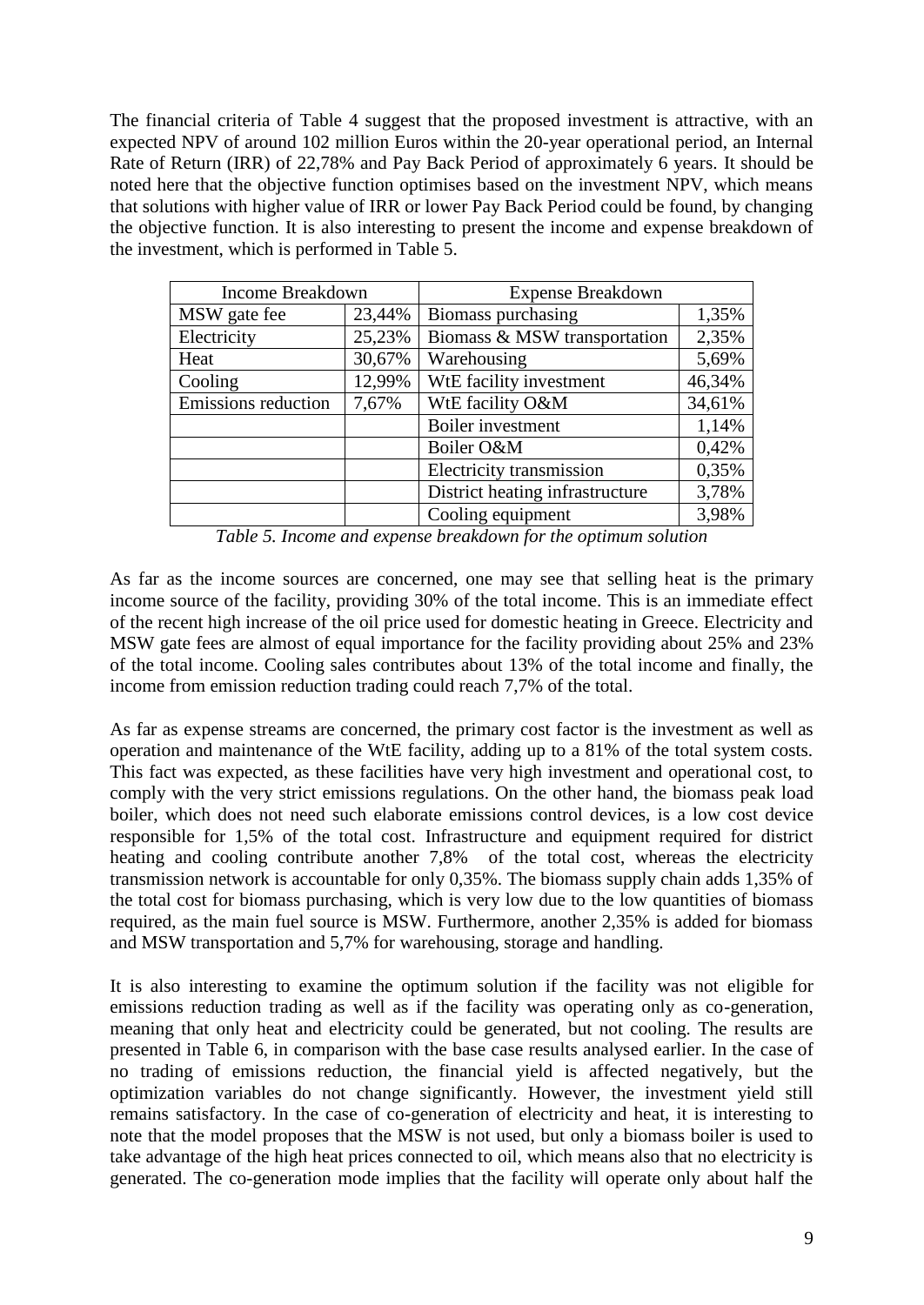The financial criteria of Table 4 suggest that the proposed investment is attractive, with an expected NPV of around 102 million Euros within the 20-year operational period, an Internal Rate of Return (IRR) of 22,78% and Pay Back Period of approximately 6 years. It should be noted here that the objective function optimises based on the investment NPV, which means that solutions with higher value of IRR or lower Pay Back Period could be found, by changing the objective function. It is also interesting to present the income and expense breakdown of the investment, which is performed in Table 5.

| Income Breakdown | | Expense Breakdown | |
|---|---|---|---|
| MSW gate fee | 23,44% | Biomass purchasing | 1,35% |
| Electricity | 25,23% | Biomass & MSW transportation | 2,35% |
| Heat | 30,67% | Warehousing | 5,69% |
| Cooling | 12,99% | WtE facility investment | 46,34% |
| Emissions reduction | 7,67% | WtE facility O&M | 34,61% |
| | | Boiler investment | 1,14% |
| | | Boiler O&M | 0,42% |
| | | Electricity transmission | 0,35% |
| | | District heating infrastructure | 3,78% |
| | | Cooling equipment | 3,98% |

*Table 5. Income and expense breakdown for the optimum solution*

As far as the income sources are concerned, one may see that selling heat is the primary income source of the facility, providing 30% of the total income. This is an immediate effect of the recent high increase of the oil price used for domestic heating in Greece. Electricity and MSW gate fees are almost of equal importance for the facility providing about 25% and 23% of the total income. Cooling sales contributes about 13% of the total income and finally, the income from emission reduction trading could reach 7,7% of the total.

As far as expense streams are concerned, the primary cost factor is the investment as well as operation and maintenance of the WtE facility, adding up to a 81% of the total system costs. This fact was expected, as these facilities have very high investment and operational cost, to comply with the very strict emissions regulations. On the other hand, the biomass peak load boiler, which does not need such elaborate emissions control devices, is a low cost device responsible for 1,5% of the total cost. Infrastructure and equipment required for district heating and cooling contribute another 7,8% of the total cost, whereas the electricity transmission network is accountable for only 0,35%. The biomass supply chain adds 1,35% of the total cost for biomass purchasing, which is very low due to the low quantities of biomass required, as the main fuel source is MSW. Furthermore, another 2,35% is added for biomass and MSW transportation and 5,7% for warehousing, storage and handling.

It is also interesting to examine the optimum solution if the facility was not eligible for emissions reduction trading as well as if the facility was operating only as co-generation, meaning that only heat and electricity could be generated, but not cooling. The results are presented in Table 6, in comparison with the base case results analysed earlier. In the case of no trading of emissions reduction, the financial yield is affected negatively, but the optimization variables do not change significantly. However, the investment yield still remains satisfactory. In the case of co-generation of electricity and heat, it is interesting to note that the model proposes that the MSW is not used, but only a biomass boiler is used to take advantage of the high heat prices connected to oil, which means also that no electricity is generated. The co-generation mode implies that the facility will operate only about half the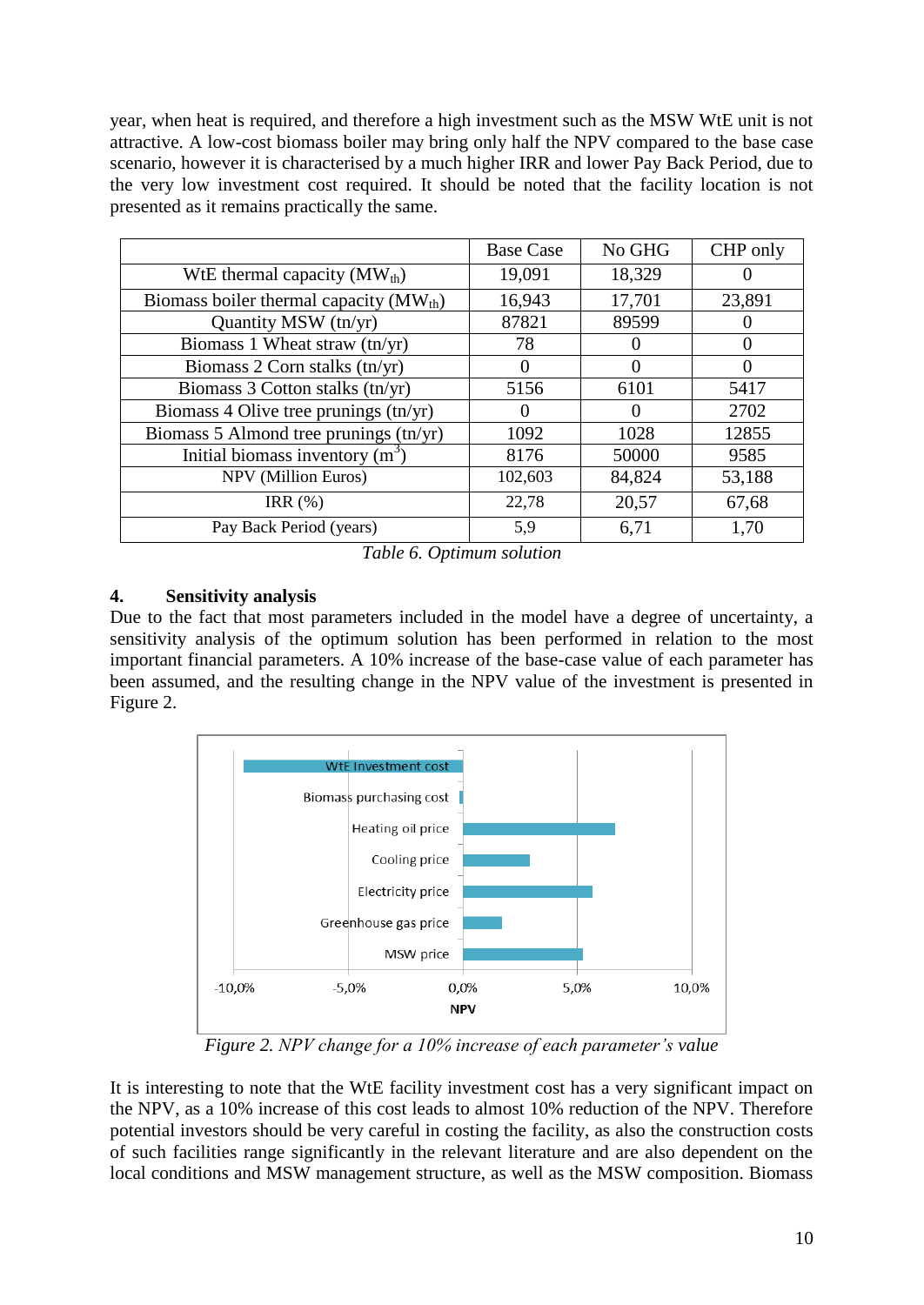year, when heat is required, and therefore a high investment such as the MSW WtE unit is not attractive. A low-cost biomass boiler may bring only half the NPV compared to the base case scenario, however it is characterised by a much higher IRR and lower Pay Back Period, due to the very low investment cost required. It should be noted that the facility location is not presented as it remains practically the same.

| | Base Case | No GHG | CHP only |
|---|---|---|---|
| WtE thermal capacity ($MW_{th}$) | 19,091 | 18,329 | 0 |
| Biomass boiler thermal capacity ($MW_{th}$) | 16,943 | 17,701 | 23,891 |
| Quantity MSW (tn/yr) | 87821 | 89599 | 0 |
| Biomass 1 Wheat straw (tn/yr) | 78 | 0 | 0 |
| Biomass 2 Corn stalks (tn/yr) | 0 | 0 | 0 |
| Biomass 3 Cotton stalks (tn/yr) | 5156 | 6101 | 5417 |
| Biomass 4 Olive tree prunings (tn/yr) | 0 | 0 | 2702 |
| Biomass 5 Almond tree prunings (tn/yr) | 1092 | 1028 | 12855 |
| Initial biomass inventory ($m^3$) | 8176 | 50000 | 9585 |
| NPV (Million Euros) | 102,603 | 84,824 | 53,188 |
| IRR (%) | 22,78 | 20,57 | 67,68 |
| Pay Back Period (years) | 5,9 | 6,71 | 1,70 |

*Table 6. Optimum solution*

## 4. Sensitivity analysis

Due to the fact that most parameters included in the model have a degree of uncertainty, a sensitivity analysis of the optimum solution has been performed in relation to the most important financial parameters. A 10% increase of the base-case value of each parameter has been assumed, and the resulting change in the NPV value of the investment is presented in Figure 2.

*Figure 2. NPV change for a 10% increase of each parameter's value*

It is interesting to note that the WtE facility investment cost has a very significant impact on the NPV, as a 10% increase of this cost leads to almost 10% reduction of the NPV. Therefore potential investors should be very careful in costing the facility, as also the construction costs of such facilities range significantly in the relevant literature and are also dependent on the local conditions and MSW management structure, as well as the MSW composition. Biomass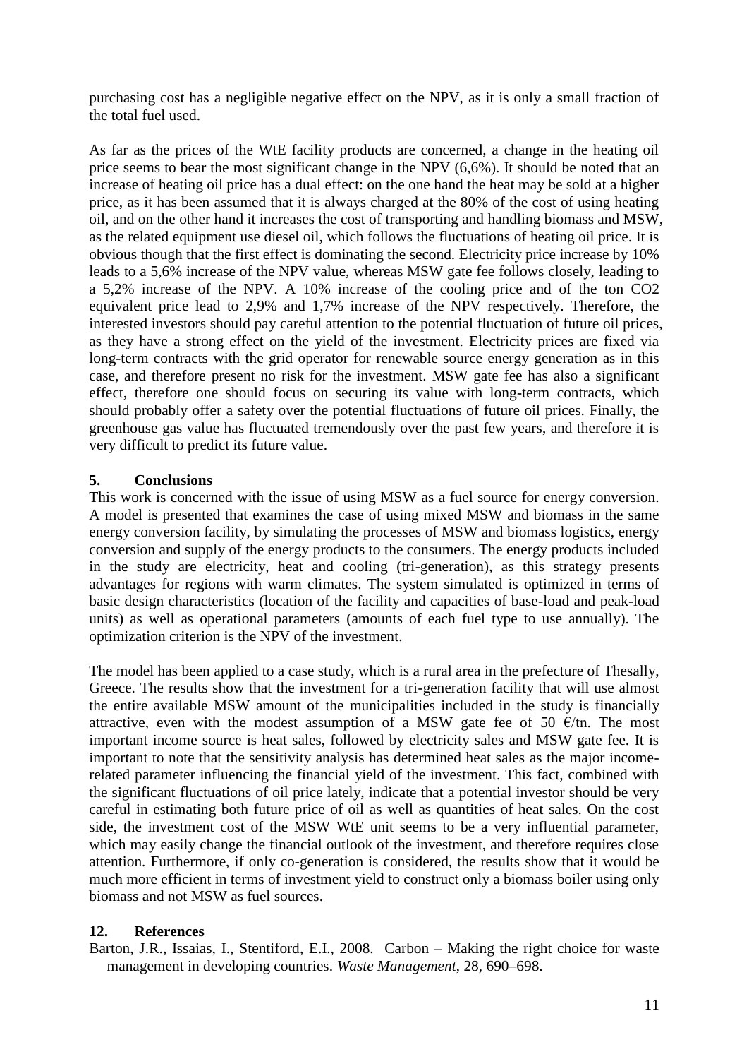purchasing cost has a negligible negative effect on the NPV, as it is only a small fraction of the total fuel used.

As far as the prices of the WtE facility products are concerned, a change in the heating oil price seems to bear the most significant change in the NPV (6,6%). It should be noted that an increase of heating oil price has a dual effect: on the one hand the heat may be sold at a higher price, as it has been assumed that it is always charged at the 80% of the cost of using heating oil, and on the other hand it increases the cost of transporting and handling biomass and MSW, as the related equipment use diesel oil, which follows the fluctuations of heating oil price. It is obvious though that the first effect is dominating the second. Electricity price increase by 10% leads to a 5,6% increase of the NPV value, whereas MSW gate fee follows closely, leading to a 5,2% increase of the NPV. A 10% increase of the cooling price and of the ton $CO_2$ equivalent price lead to 2,9% and 1,7% increase of the NPV respectively. Therefore, the interested investors should pay careful attention to the potential fluctuation of future oil prices, as they have a strong effect on the yield of the investment. Electricity prices are fixed via long-term contracts with the grid operator for renewable source energy generation as in this case, and therefore present no risk for the investment. MSW gate fee has also a significant effect, therefore one should focus on securing its value with long-term contracts, which should probably offer a safety over the potential fluctuations of future oil prices. Finally, the greenhouse gas value has fluctuated tremendously over the past few years, and therefore it is very difficult to predict its future value.

## 5. Conclusions

This work is concerned with the issue of using MSW as a fuel source for energy conversion. A model is presented that examines the case of using mixed MSW and biomass in the same energy conversion facility, by simulating the processes of MSW and biomass logistics, energy conversion and supply of the energy products to the consumers. The energy products included in the study are electricity, heat and cooling (tri-generation), as this strategy presents advantages for regions with warm climates. The system simulated is optimized in terms of basic design characteristics (location of the facility and capacities of base-load and peak-load units) as well as operational parameters (amounts of each fuel type to use annually). The optimization criterion is the NPV of the investment.

The model has been applied to a case study, which is a rural area in the prefecture of Thesally, Greece. The results show that the investment for a tri-generation facility that will use almost the entire available MSW amount of the municipalities included in the study is financially attractive, even with the modest assumption of a MSW gate fee of 50 €/tn. The most important income source is heat sales, followed by electricity sales and MSW gate fee. It is important to note that the sensitivity analysis has determined heat sales as the major income-related parameter influencing the financial yield of the investment. This fact, combined with the significant fluctuations of oil price lately, indicate that a potential investor should be very careful in estimating both future price of oil as well as quantities of heat sales. On the cost side, the investment cost of the MSW WtE unit seems to be a very influential parameter, which may easily change the financial outlook of the investment, and therefore requires close attention. Furthermore, if only co-generation is considered, the results show that it would be much more efficient in terms of investment yield to construct only a biomass boiler using only biomass and not MSW as fuel sources.

## 12. References

Barton, J.R., Issaias, I., Stentiford, E.I., 2008. Carbon – Making the right choice for waste management in developing countries. *Waste Management*, 28, 690–698.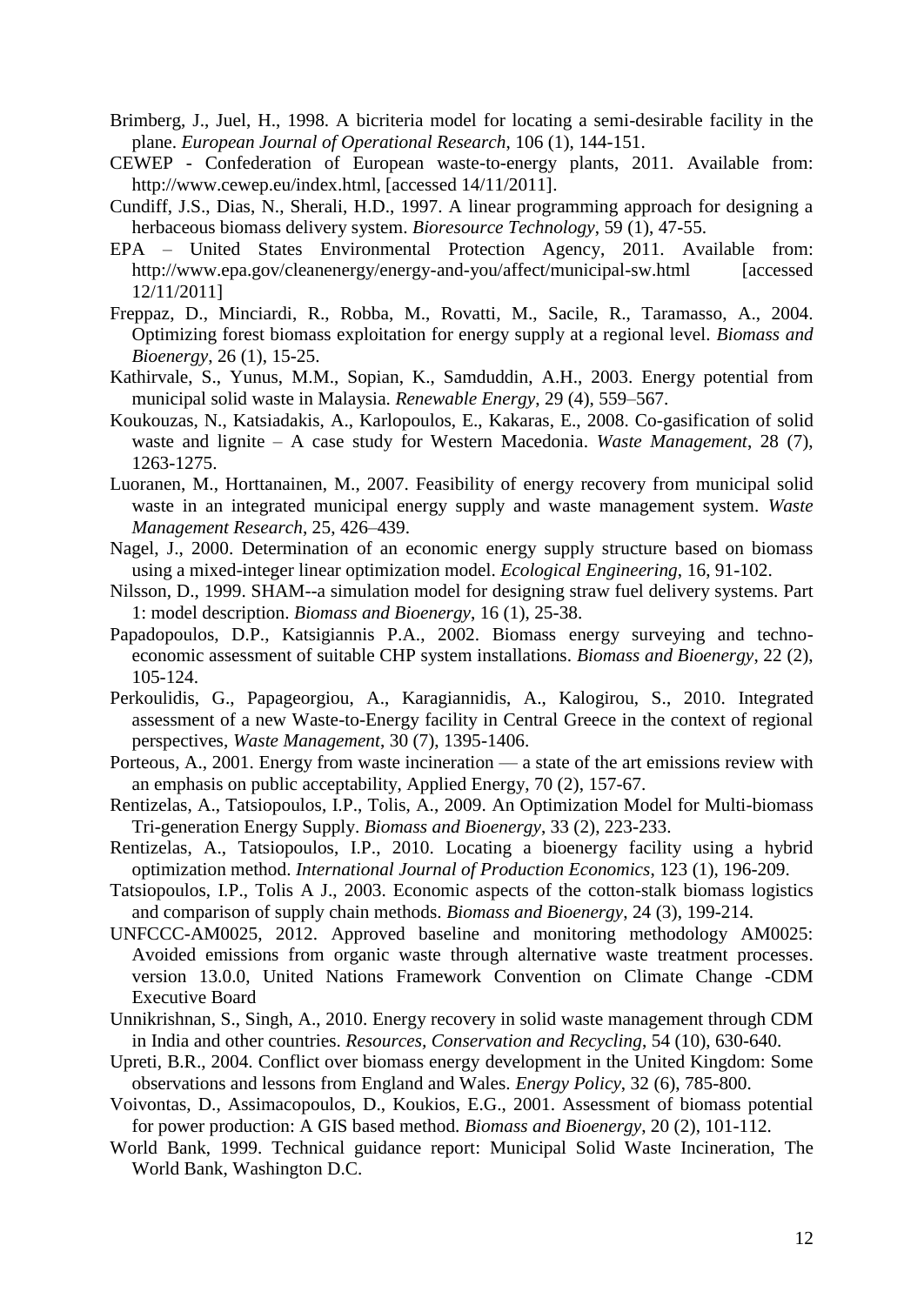Brimberg, J., Juel, H., 1998. A bicriteria model for locating a semi-desirable facility in the plane. *European Journal of Operational Research*, 106 (1), 144-151.

CEWEP - Confederation of European waste-to-energy plants, 2011. Available from: http://www.cewep.eu/index.html, [accessed 14/11/2011].

Cundiff, J.S., Dias, N., Sherali, H.D., 1997. A linear programming approach for designing a herbaceous biomass delivery system. *Bioresource Technology*, 59 (1), 47-55.

EPA – United States Environmental Protection Agency, 2011. Available from: http://www.epa.gov/cleanenergy/energy-and-you/affect/municipal-sw.html [accessed 12/11/2011]

Freppaz, D., Minciardi, R., Robba, M., Rovatti, M., Sacile, R., Taramasso, A., 2004. Optimizing forest biomass exploitation for energy supply at a regional level. *Biomass and Bioenergy*, 26 (1), 15-25.

Kathirvale, S., Yunus, M.M., Sopian, K., Samduddin, A.H., 2003. Energy potential from municipal solid waste in Malaysia. *Renewable Energy*, 29 (4), 559–567.

Koukouzas, N., Katsiadakis, A., Karlopoulos, E., Kakaras, E., 2008. Co-gasification of solid waste and lignite – A case study for Western Macedonia. *Waste Management*, 28 (7), 1263-1275.

Luoranen, M., Horttanainen, M., 2007. Feasibility of energy recovery from municipal solid waste in an integrated municipal energy supply and waste management system. *Waste Management Research*, 25, 426–439.

Nagel, J., 2000. Determination of an economic energy supply structure based on biomass using a mixed-integer linear optimization model. *Ecological Engineering*, 16, 91-102.

Nilsson, D., 1999. SHAM--a simulation model for designing straw fuel delivery systems. Part 1: model description. *Biomass and Bioenergy*, 16 (1), 25-38.

Papadopoulos, D.P., Katsigiannis P.A., 2002. Biomass energy surveying and techno-economic assessment of suitable CHP system installations. *Biomass and Bioenergy*, 22 (2), 105-124.

Perkoulidis, G., Papageorgiou, A., Karagiannidis, A., Kalogirou, S., 2010. Integrated assessment of a new Waste-to-Energy facility in Central Greece in the context of regional perspectives, *Waste Management*, 30 (7), 1395-1406.

Porteous, A., 2001. Energy from waste incineration — a state of the art emissions review with an emphasis on public acceptability, Applied Energy, 70 (2), 157-67.

Rentizelas, A., Tatsiopoulos, I.P., Tolis, A., 2009. An Optimization Model for Multi-biomass Tri-generation Energy Supply. *Biomass and Bioenergy*, 33 (2), 223-233.

Rentizelas, A., Tatsiopoulos, I.P., 2010. Locating a bioenergy facility using a hybrid optimization method. *International Journal of Production Economics*, 123 (1), 196-209.

Tatsiopoulos, I.P., Tolis A J., 2003. Economic aspects of the cotton-stalk biomass logistics and comparison of supply chain methods. *Biomass and Bioenergy*, 24 (3), 199-214.

UNFCCC-AM0025, 2012. Approved baseline and monitoring methodology AM0025: Avoided emissions from organic waste through alternative waste treatment processes. version 13.0.0, United Nations Framework Convention on Climate Change -CDM Executive Board

Unnikrishnan, S., Singh, A., 2010. Energy recovery in solid waste management through CDM in India and other countries. *Resources, Conservation and Recycling*, 54 (10), 630-640.

Upreti, B.R., 2004. Conflict over biomass energy development in the United Kingdom: Some observations and lessons from England and Wales. *Energy Policy*, 32 (6), 785-800.

Voivontas, D., Assimacopoulos, D., Koukios, E.G., 2001. Assessment of biomass potential for power production: A GIS based method. *Biomass and Bioenergy*, 20 (2), 101-112.

World Bank, 1999. Technical guidance report: Municipal Solid Waste Incineration, The World Bank, Washington D.C.